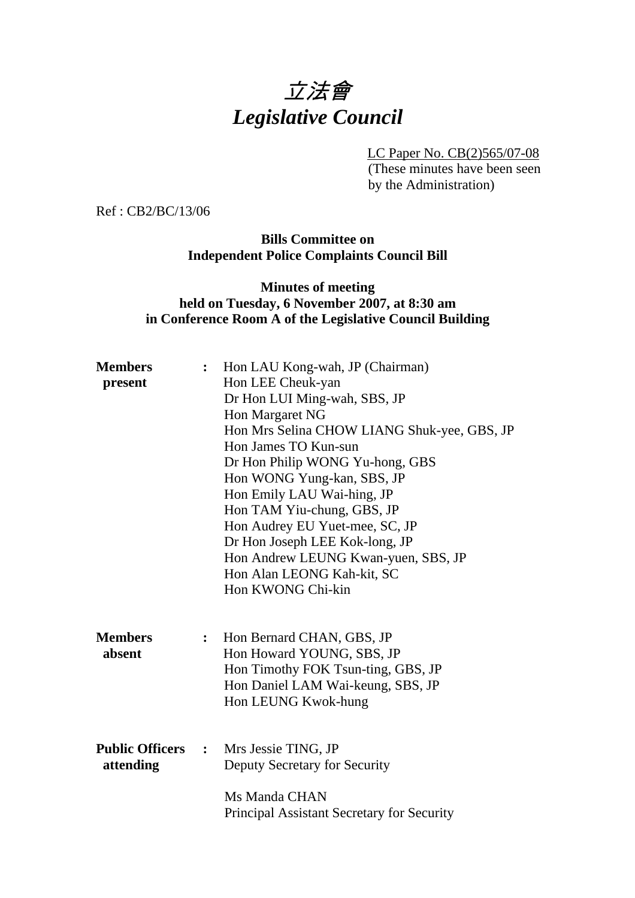# 立法會
# *Legislative Council*

LC Paper No. CB(2)565/07-08
(These minutes have been seen by the Administration)

Ref : CB2/BC/13/06

**Bills Committee on**
**Independent Police Complaints Council Bill**

**Minutes of meeting**
**held on Tuesday, 6 November 2007, at 8:30 am**
**in Conference Room A of the Legislative Council Building**

**Members present** : Hon LAU Kong-wah, JP (Chairman)
Hon LEE Cheuk-yan
Dr Hon LUI Ming-wah, SBS, JP
Hon Margaret NG
Hon Mrs Selina CHOW LIANG Shuk-yee, GBS, JP
Hon James TO Kun-sun
Dr Hon Philip WONG Yu-hong, GBS
Hon WONG Yung-kan, SBS, JP
Hon Emily LAU Wai-hing, JP
Hon TAM Yiu-chung, GBS, JP
Hon Audrey EU Yuet-mee, SC, JP
Dr Hon Joseph LEE Kok-long, JP
Hon Andrew LEUNG Kwan-yuen, SBS, JP
Hon Alan LEONG Kah-kit, SC
Hon KWONG Chi-kin

**Members absent** : Hon Bernard CHAN, GBS, JP
Hon Howard YOUNG, SBS, JP
Hon Timothy FOK Tsun-ting, GBS, JP
Hon Daniel LAM Wai-keung, SBS, JP
Hon LEUNG Kwok-hung

**Public Officers attending** : Mrs Jessie TING, JP
Deputy Secretary for Security

Ms Manda CHAN
Principal Assistant Secretary for Security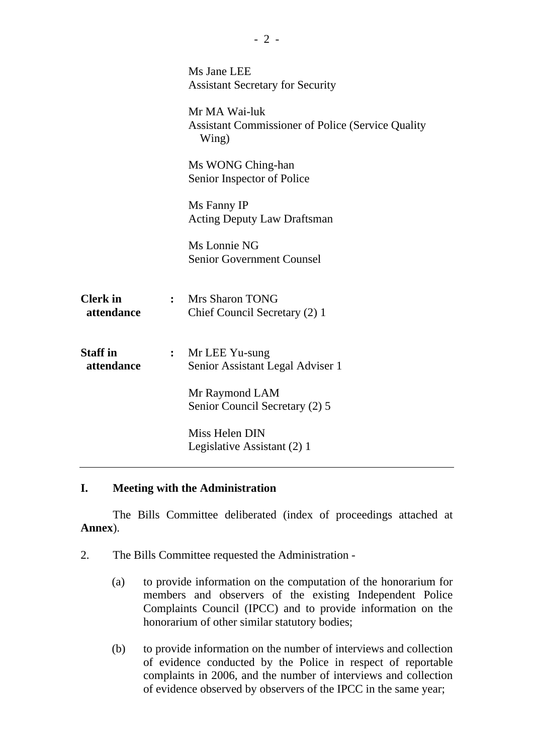Ms Jane LEE
Assistant Secretary for Security

Mr MA Wai-luk
Assistant Commissioner of Police (Service Quality Wing)

Ms WONG Ching-han
Senior Inspector of Police

Ms Fanny IP
Acting Deputy Law Draftsman

Ms Lonnie NG
Senior Government Counsel

**Clerk in attendance** : Mrs Sharon TONG
Chief Council Secretary (2) 1

**Staff in attendance** : Mr LEE Yu-sung
Senior Assistant Legal Adviser 1

Mr Raymond LAM
Senior Council Secretary (2) 5

Miss Helen DIN
Legislative Assistant (2) 1

---

## I. Meeting with the Administration

The Bills Committee deliberated (index of proceedings attached at **Annex**).

2. The Bills Committee requested the Administration -

   (a) to provide information on the computation of the honorarium for members and observers of the existing Independent Police Complaints Council (IPCC) and to provide information on the honorarium of other similar statutory bodies;

   (b) to provide information on the number of interviews and collection of evidence conducted by the Police in respect of reportable complaints in 2006, and the number of interviews and collection of evidence observed by observers of the IPCC in the same year;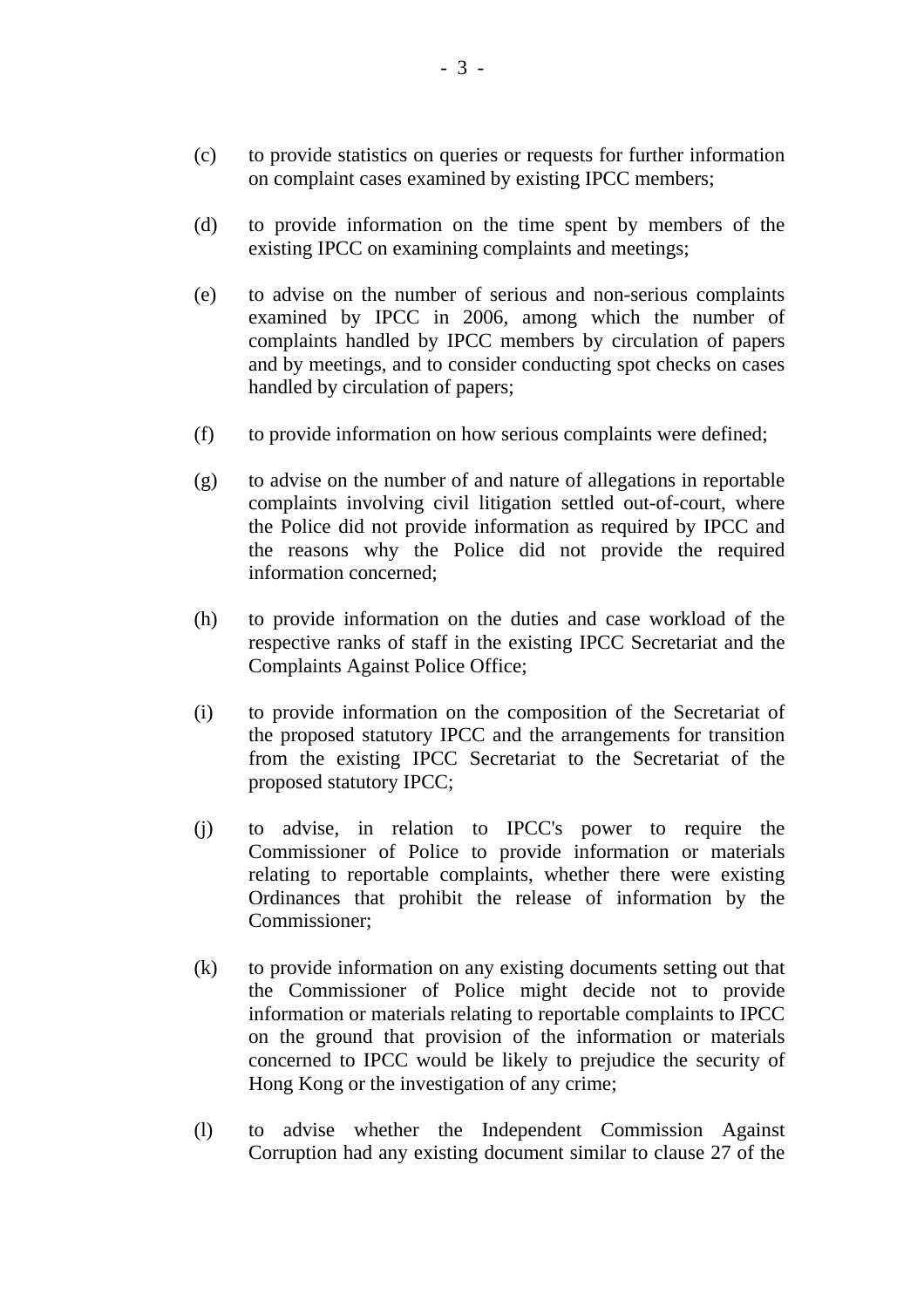(c) to provide statistics on queries or requests for further information on complaint cases examined by existing IPCC members;

(d) to provide information on the time spent by members of the existing IPCC on examining complaints and meetings;

(e) to advise on the number of serious and non-serious complaints examined by IPCC in 2006, among which the number of complaints handled by IPCC members by circulation of papers and by meetings, and to consider conducting spot checks on cases handled by circulation of papers;

(f) to provide information on how serious complaints were defined;

(g) to advise on the number of and nature of allegations in reportable complaints involving civil litigation settled out-of-court, where the Police did not provide information as required by IPCC and the reasons why the Police did not provide the required information concerned;

(h) to provide information on the duties and case workload of the respective ranks of staff in the existing IPCC Secretariat and the Complaints Against Police Office;

(i) to provide information on the composition of the Secretariat of the proposed statutory IPCC and the arrangements for transition from the existing IPCC Secretariat to the Secretariat of the proposed statutory IPCC;

(j) to advise, in relation to IPCC's power to require the Commissioner of Police to provide information or materials relating to reportable complaints, whether there were existing Ordinances that prohibit the release of information by the Commissioner;

(k) to provide information on any existing documents setting out that the Commissioner of Police might decide not to provide information or materials relating to reportable complaints to IPCC on the ground that provision of the information or materials concerned to IPCC would be likely to prejudice the security of Hong Kong or the investigation of any crime;

(l) to advise whether the Independent Commission Against Corruption had any existing document similar to clause 27 of the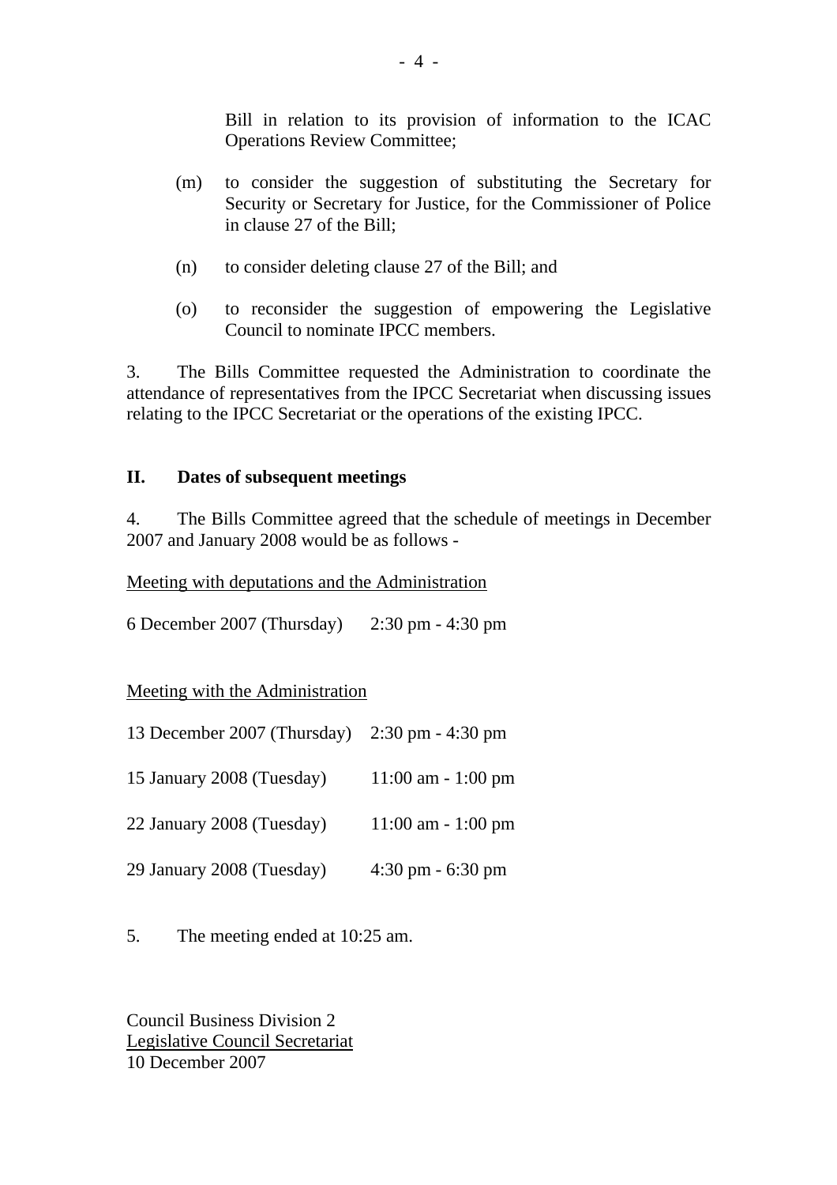Bill in relation to its provision of information to the ICAC Operations Review Committee;

(m) to consider the suggestion of substituting the Secretary for Security or Secretary for Justice, for the Commissioner of Police in clause 27 of the Bill;

(n) to consider deleting clause 27 of the Bill; and

(o) to reconsider the suggestion of empowering the Legislative Council to nominate IPCC members.

3. The Bills Committee requested the Administration to coordinate the attendance of representatives from the IPCC Secretariat when discussing issues relating to the IPCC Secretariat or the operations of the existing IPCC.

## II. Dates of subsequent meetings

4. The Bills Committee agreed that the schedule of meetings in December 2007 and January 2008 would be as follows -

<u>Meeting with deputations and the Administration</u>

6 December 2007 (Thursday) 2:30 pm - 4:30 pm

<u>Meeting with the Administration</u>

| | |
|---|---|
| 13 December 2007 (Thursday) | 2:30 pm - 4:30 pm |
| 15 January 2008 (Tuesday) | 11:00 am - 1:00 pm |
| 22 January 2008 (Tuesday) | 11:00 am - 1:00 pm |
| 29 January 2008 (Tuesday) | 4:30 pm - 6:30 pm |

5. The meeting ended at 10:25 am.

Council Business Division 2
<u>Legislative Council Secretariat</u>
10 December 2007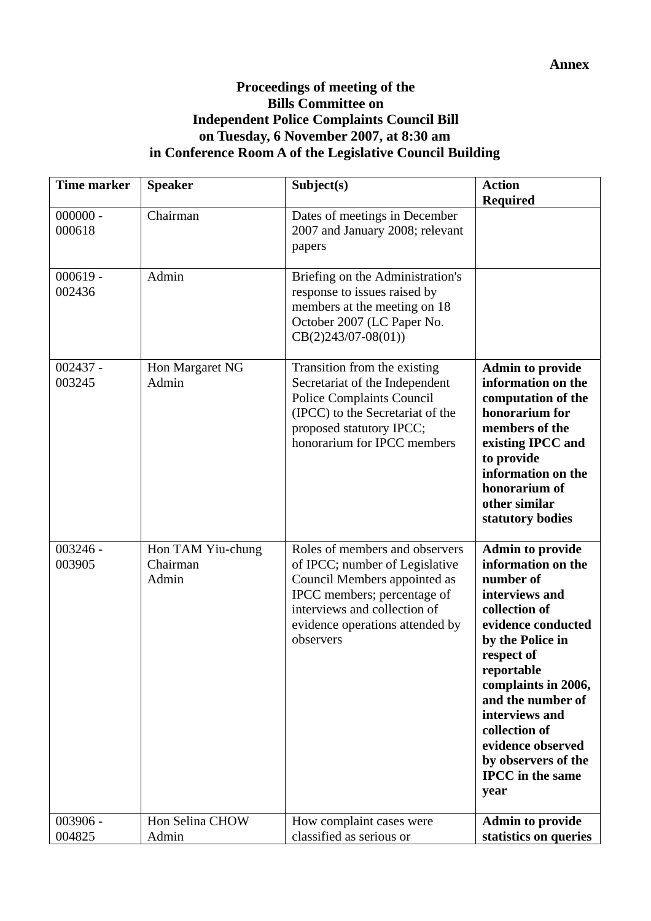**Annex**

**Proceedings of meeting of the
Bills Committee on
Independent Police Complaints Council Bill
on Tuesday, 6 November 2007, at 8:30 am
in Conference Room A of the Legislative Council Building**

| Time marker | Speaker | Subject(s) | Action Required |
|---|---|---|---|
| 000000 - 000618 | Chairman | Dates of meetings in December 2007 and January 2008; relevant papers | |
| 000619 - 002436 | Admin | Briefing on the Administration's response to issues raised by members at the meeting on 18 October 2007 (LC Paper No. CB(2)243/07-08(01)) | |
| 002437 - 003245 | Hon Margaret NG<br>Admin | Transition from the existing Secretariat of the Independent Police Complaints Council (IPCC) to the Secretariat of the proposed statutory IPCC; honorarium for IPCC members | **Admin to provide information on the computation of the honorarium for members of the existing IPCC and to provide information on the honorarium of other similar statutory bodies** |
| 003246 - 003905 | Hon TAM Yiu-chung<br>Chairman<br>Admin | Roles of members and observers of IPCC; number of Legislative Council Members appointed as IPCC members; percentage of interviews and collection of evidence operations attended by observers | **Admin to provide information on the number of interviews and collection of evidence conducted by the Police in respect of reportable complaints in 2006, and the number of interviews and collection of evidence observed by observers of the IPCC in the same year** |
| 003906 - 004825 | Hon Selina CHOW<br>Admin | How complaint cases were classified as serious or | **Admin to provide statistics on queries** |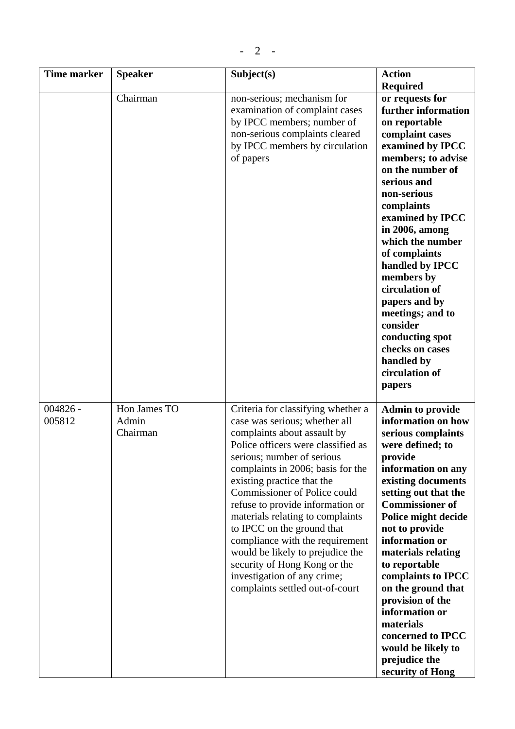| Time marker | Speaker | Subject(s) | Action Required |
|---|---|---|---|
| | Chairman | non-serious; mechanism for examination of complaint cases by IPCC members; number of non-serious complaints cleared by IPCC members by circulation of papers | **or requests for further information on reportable complaint cases examined by IPCC members; to advise on the number of serious and non-serious complaints examined by IPCC in 2006, among which the number of complaints handled by IPCC members by circulation of papers and by meetings; and to consider conducting spot checks on cases handled by circulation of papers** |
| 004826 - 005812 | Hon James TO<br>Admin<br>Chairman | Criteria for classifying whether a case was serious; whether all complaints about assault by Police officers were classified as serious; number of serious complaints in 2006; basis for the existing practice that the Commissioner of Police could refuse to provide information or materials relating to complaints to IPCC on the ground that compliance with the requirement would be likely to prejudice the security of Hong Kong or the investigation of any crime; complaints settled out-of-court | **Admin to provide information on how serious complaints were defined; to provide information on any existing documents setting out that the Commissioner of Police might decide not to provide information or materials relating to reportable complaints to IPCC on the ground that provision of the information or materials concerned to IPCC would be likely to prejudice the security of Hong** |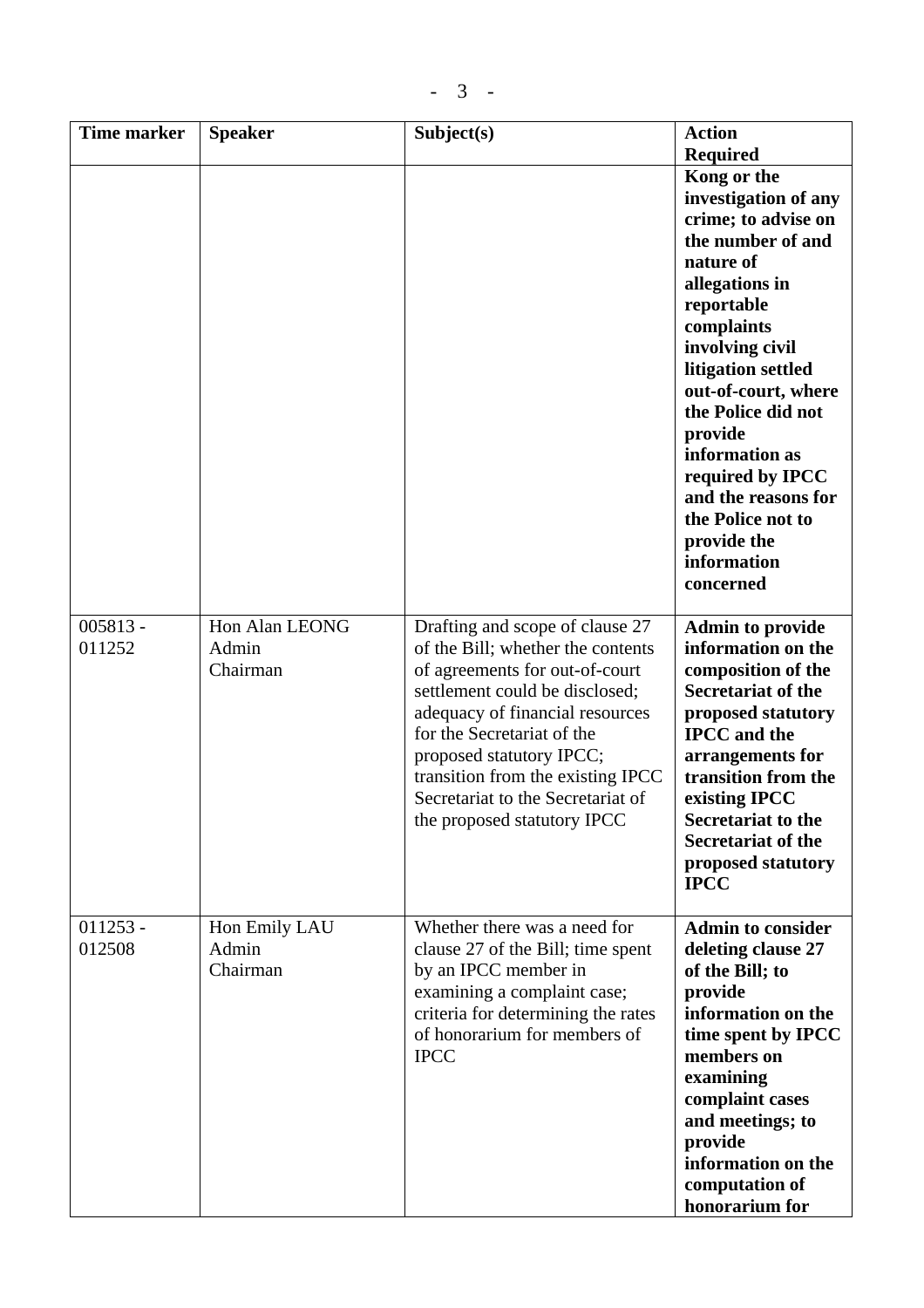| Time marker | Speaker | Subject(s) | Action Required |
|---|---|---|---|
| | | | **Kong or the investigation of any crime; to advise on the number of and nature of allegations in reportable complaints involving civil litigation settled out-of-court, where the Police did not provide information as required by IPCC and the reasons for the Police not to provide the information concerned** |
| 005813 - 011252 | Hon Alan LEONG<br>Admin<br>Chairman | Drafting and scope of clause 27 of the Bill; whether the contents of agreements for out-of-court settlement could be disclosed; adequacy of financial resources for the Secretariat of the proposed statutory IPCC; transition from the existing IPCC Secretariat to the Secretariat of the proposed statutory IPCC | **Admin to provide information on the composition of the Secretariat of the proposed statutory IPCC and the arrangements for transition from the existing IPCC Secretariat to the Secretariat of the proposed statutory IPCC** |
| 011253 - 012508 | Hon Emily LAU<br>Admin<br>Chairman | Whether there was a need for clause 27 of the Bill; time spent by an IPCC member in examining a complaint case; criteria for determining the rates of honorarium for members of IPCC | **Admin to consider deleting clause 27 of the Bill; to provide information on the time spent by IPCC members on examining complaint cases and meetings; to provide information on the computation of honorarium for** |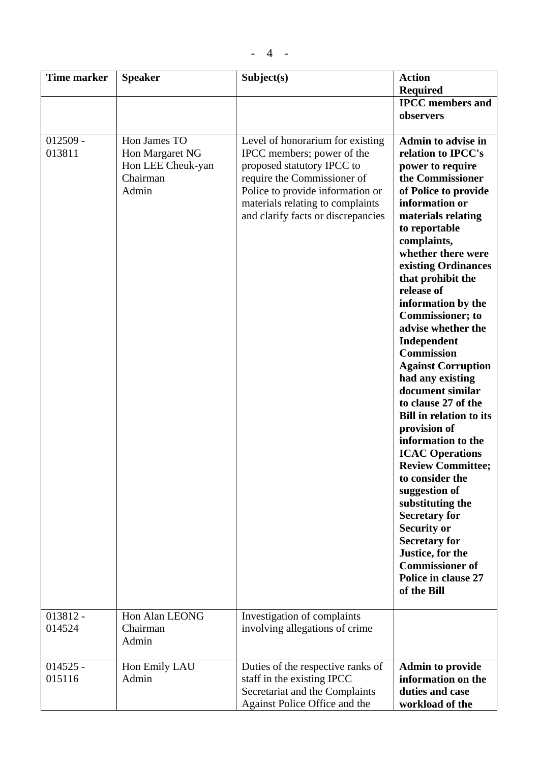| Time marker | Speaker | Subject(s) | Action Required |
|---|---|---|---|
| | | | **IPCC members and observers** |
| 012509 - 013811 | Hon James TO<br>Hon Margaret NG<br>Hon LEE Cheuk-yan<br>Chairman<br>Admin | Level of honorarium for existing IPCC members; power of the proposed statutory IPCC to require the Commissioner of Police to provide information or materials relating to complaints and clarify facts or discrepancies | **Admin to advise in relation to IPCC's power to require the Commissioner of Police to provide information or materials relating to reportable complaints, whether there were existing Ordinances that prohibit the release of information by the Commissioner; to advise whether the Independent Commission Against Corruption had any existing document similar to clause 27 of the Bill in relation to its provision of information to the ICAC Operations Review Committee; to consider the suggestion of substituting the Secretary for Security or Secretary for Justice, for the Commissioner of Police in clause 27 of the Bill** |
| 013812 - 014524 | Hon Alan LEONG<br>Chairman<br>Admin | Investigation of complaints involving allegations of crime | |
| 014525 - 015116 | Hon Emily LAU<br>Admin | Duties of the respective ranks of staff in the existing IPCC Secretariat and the Complaints Against Police Office and the | **Admin to provide information on the duties and case workload of the** |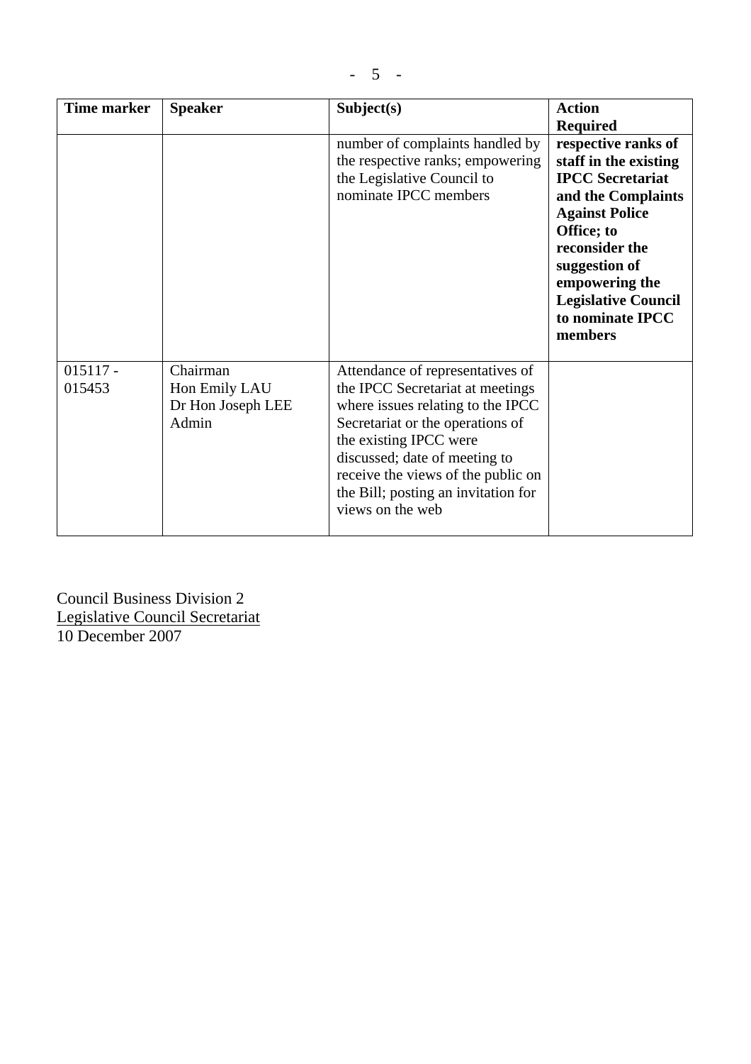| Time marker | Speaker | Subject(s) | Action Required |
|---|---|---|---|
| | | number of complaints handled by the respective ranks; empowering the Legislative Council to nominate IPCC members | **respective ranks of staff in the existing IPCC Secretariat and the Complaints Against Police Office; to reconsider the suggestion of empowering the Legislative Council to nominate IPCC members** |
| 015117 - 015453 | Chairman<br>Hon Emily LAU<br>Dr Hon Joseph LEE<br>Admin | Attendance of representatives of the IPCC Secretariat at meetings where issues relating to the IPCC Secretariat or the operations of the existing IPCC were discussed; date of meeting to receive the views of the public on the Bill; posting an invitation for views on the web | |

Council Business Division 2
Legislative Council Secretariat
10 December 2007